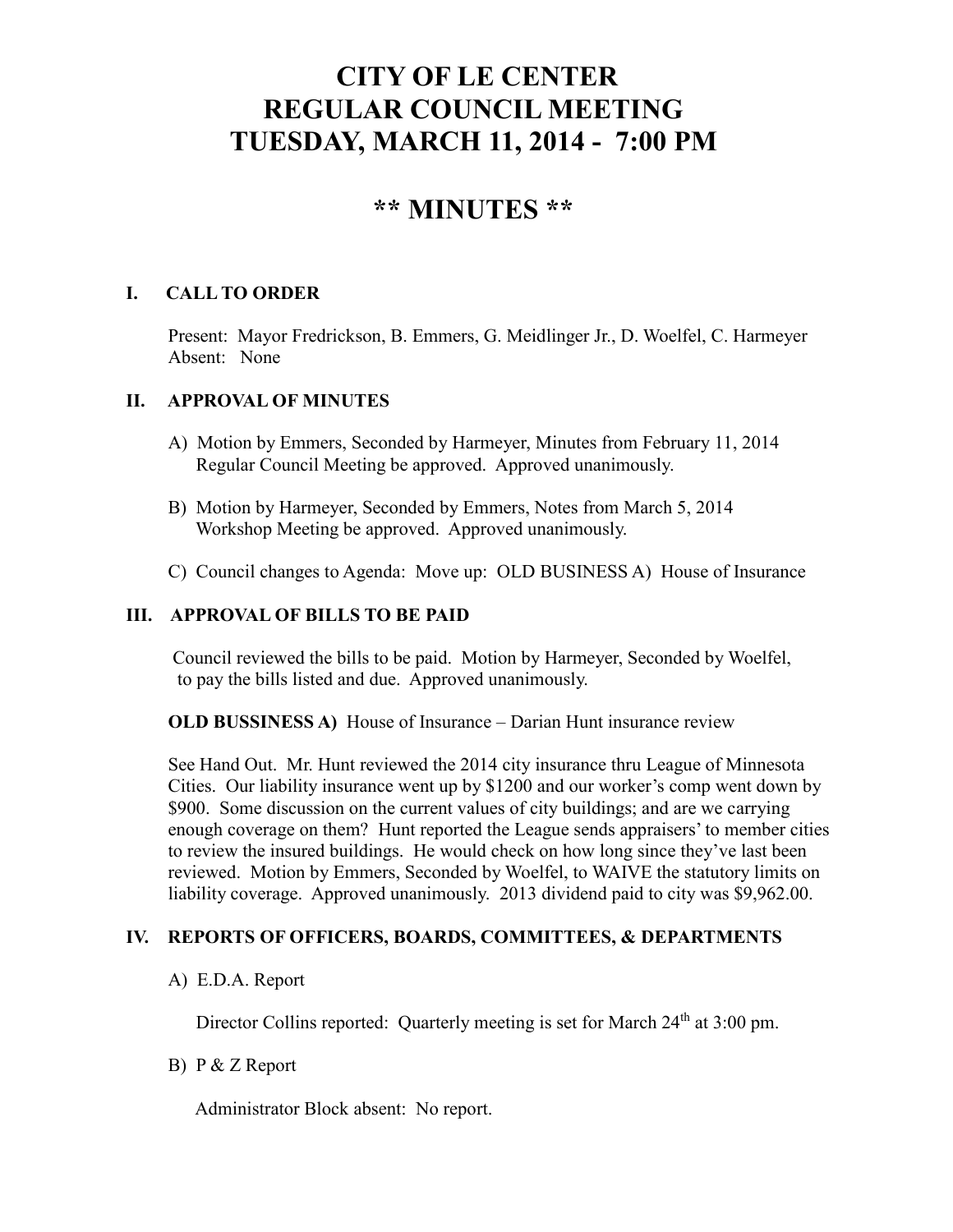# CITY OF LE CENTER
# REGULAR COUNCIL MEETING
# TUESDAY, MARCH 11, 2014 - 7:00 PM

## ** MINUTES **

### I. CALL TO ORDER

Present: Mayor Fredrickson, B. Emmers, G. Meidlinger Jr., D. Woelfel, C. Harmeyer
Absent: None

### II. APPROVAL OF MINUTES

A) Motion by Emmers, Seconded by Harmeyer, Minutes from February 11, 2014 Regular Council Meeting be approved. Approved unanimously.

B) Motion by Harmeyer, Seconded by Emmers, Notes from March 5, 2014 Workshop Meeting be approved. Approved unanimously.

C) Council changes to Agenda: Move up: OLD BUSINESS A) House of Insurance

### III. APPROVAL OF BILLS TO BE PAID

Council reviewed the bills to be paid. Motion by Harmeyer, Seconded by Woelfel, to pay the bills listed and due. Approved unanimously.

**OLD BUSSINESS A)** House of Insurance – Darian Hunt insurance review

See Hand Out. Mr. Hunt reviewed the 2014 city insurance thru League of Minnesota Cities. Our liability insurance went up by $1200 and our worker's comp went down by $900. Some discussion on the current values of city buildings; and are we carrying enough coverage on them? Hunt reported the League sends appraisers' to member cities to review the insured buildings. He would check on how long since they've last been reviewed. Motion by Emmers, Seconded by Woelfel, to WAIVE the statutory limits on liability coverage. Approved unanimously. 2013 dividend paid to city was $9,962.00.

### IV. REPORTS OF OFFICERS, BOARDS, COMMITTEES, & DEPARTMENTS

A) E.D.A. Report

Director Collins reported: Quarterly meeting is set for March 24th at 3:00 pm.

B) P & Z Report

Administrator Block absent: No report.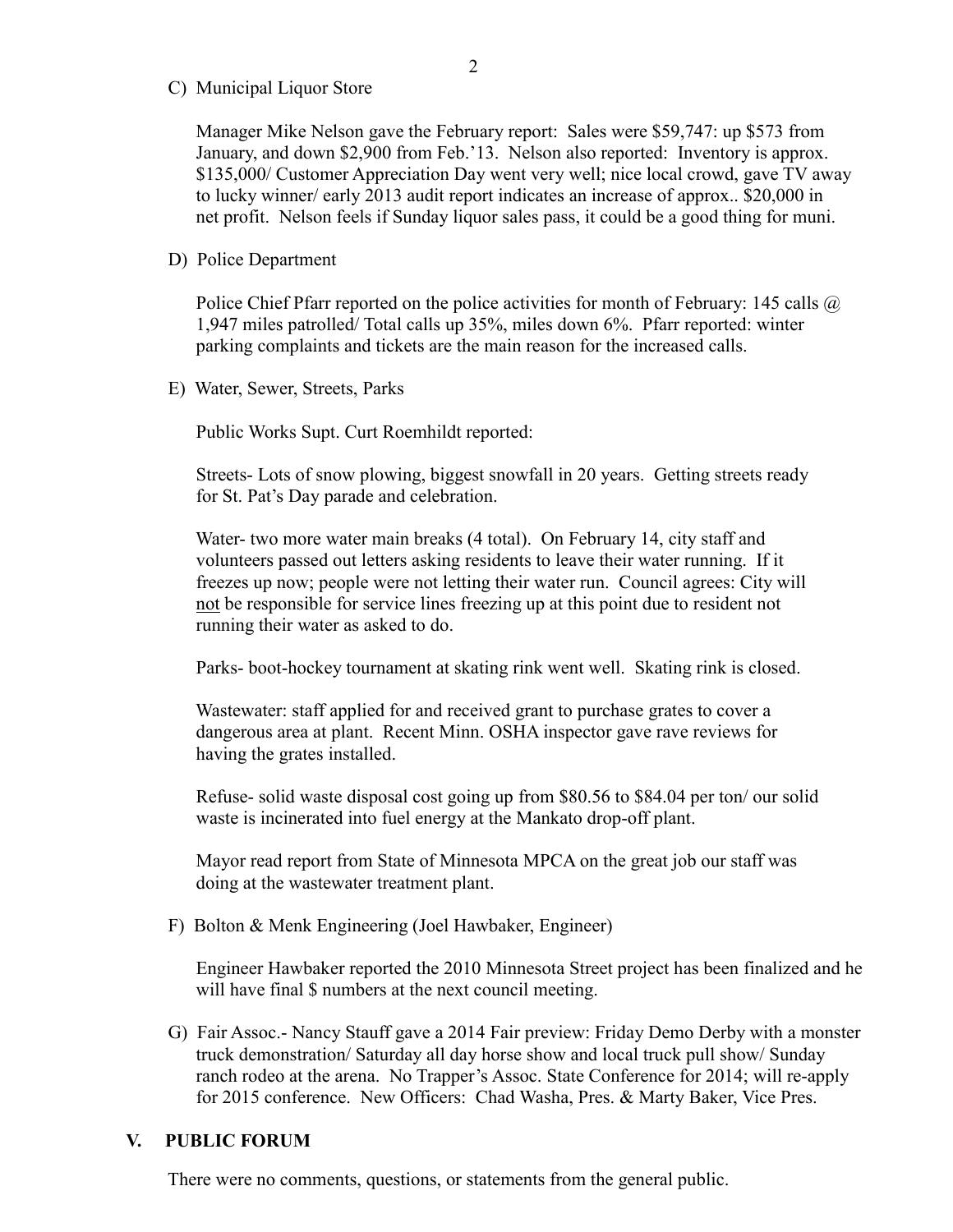C) Municipal Liquor Store

Manager Mike Nelson gave the February report: Sales were $59,747: up $573 from January, and down $2,900 from Feb.'13. Nelson also reported: Inventory is approx. $135,000/ Customer Appreciation Day went very well; nice local crowd, gave TV away to lucky winner/ early 2013 audit report indicates an increase of approx.. $20,000 in net profit. Nelson feels if Sunday liquor sales pass, it could be a good thing for muni.

D) Police Department

Police Chief Pfarr reported on the police activities for month of February: 145 calls @ 1,947 miles patrolled/ Total calls up 35%, miles down 6%. Pfarr reported: winter parking complaints and tickets are the main reason for the increased calls.

E) Water, Sewer, Streets, Parks

Public Works Supt. Curt Roemhildt reported:

Streets- Lots of snow plowing, biggest snowfall in 20 years. Getting streets ready for St. Pat's Day parade and celebration.

Water- two more water main breaks (4 total). On February 14, city staff and volunteers passed out letters asking residents to leave their water running. If it freezes up now; people were not letting their water run. Council agrees: City will not be responsible for service lines freezing up at this point due to resident not running their water as asked to do.

Parks- boot-hockey tournament at skating rink went well. Skating rink is closed.

Wastewater: staff applied for and received grant to purchase grates to cover a dangerous area at plant. Recent Minn. OSHA inspector gave rave reviews for having the grates installed.

Refuse- solid waste disposal cost going up from $80.56 to $84.04 per ton/ our solid waste is incinerated into fuel energy at the Mankato drop-off plant.

Mayor read report from State of Minnesota MPCA on the great job our staff was doing at the wastewater treatment plant.

F) Bolton & Menk Engineering (Joel Hawbaker, Engineer)

Engineer Hawbaker reported the 2010 Minnesota Street project has been finalized and he will have final $ numbers at the next council meeting.

G) Fair Assoc.- Nancy Stauff gave a 2014 Fair preview: Friday Demo Derby with a monster truck demonstration/ Saturday all day horse show and local truck pull show/ Sunday ranch rodeo at the arena. No Trapper's Assoc. State Conference for 2014; will re-apply for 2015 conference. New Officers: Chad Washa, Pres. & Marty Baker, Vice Pres.

## V. PUBLIC FORUM

There were no comments, questions, or statements from the general public.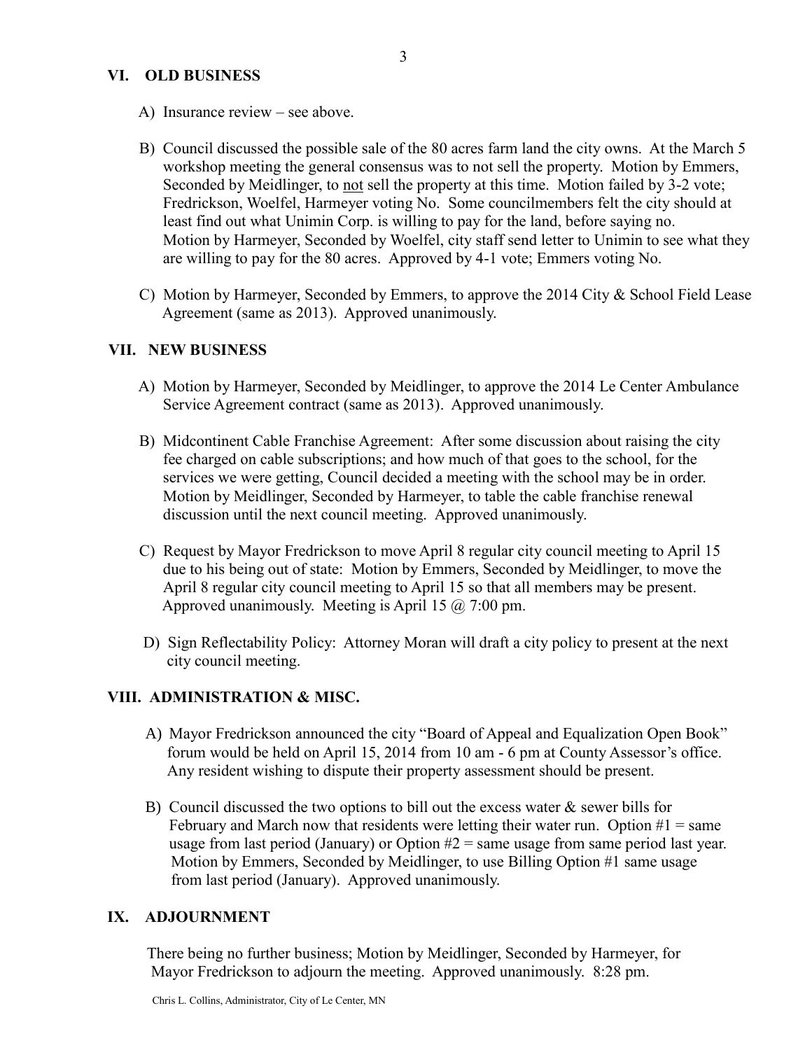## VI. OLD BUSINESS

A) Insurance review – see above.

B) Council discussed the possible sale of the 80 acres farm land the city owns. At the March 5 workshop meeting the general consensus was to not sell the property. Motion by Emmers, Seconded by Meidlinger, to <u>not</u> sell the property at this time. Motion failed by 3-2 vote; Fredrickson, Woelfel, Harmeyer voting No. Some councilmembers felt the city should at least find out what Unimin Corp. is willing to pay for the land, before saying no. Motion by Harmeyer, Seconded by Woelfel, city staff send letter to Unimin to see what they are willing to pay for the 80 acres. Approved by 4-1 vote; Emmers voting No.

C) Motion by Harmeyer, Seconded by Emmers, to approve the 2014 City & School Field Lease Agreement (same as 2013). Approved unanimously.

## VII. NEW BUSINESS

A) Motion by Harmeyer, Seconded by Meidlinger, to approve the 2014 Le Center Ambulance Service Agreement contract (same as 2013). Approved unanimously.

B) Midcontinent Cable Franchise Agreement: After some discussion about raising the city fee charged on cable subscriptions; and how much of that goes to the school, for the services we were getting, Council decided a meeting with the school may be in order. Motion by Meidlinger, Seconded by Harmeyer, to table the cable franchise renewal discussion until the next council meeting. Approved unanimously.

C) Request by Mayor Fredrickson to move April 8 regular city council meeting to April 15 due to his being out of state: Motion by Emmers, Seconded by Meidlinger, to move the April 8 regular city council meeting to April 15 so that all members may be present. Approved unanimously. Meeting is April 15 @ 7:00 pm.

D) Sign Reflectability Policy: Attorney Moran will draft a city policy to present at the next city council meeting.

## VIII. ADMINISTRATION & MISC.

A) Mayor Fredrickson announced the city "Board of Appeal and Equalization Open Book" forum would be held on April 15, 2014 from 10 am - 6 pm at County Assessor's office. Any resident wishing to dispute their property assessment should be present.

B) Council discussed the two options to bill out the excess water & sewer bills for February and March now that residents were letting their water run. Option #1 = same usage from last period (January) or Option #2 = same usage from same period last year. Motion by Emmers, Seconded by Meidlinger, to use Billing Option #1 same usage from last period (January). Approved unanimously.

## IX. ADJOURNMENT

There being no further business; Motion by Meidlinger, Seconded by Harmeyer, for Mayor Fredrickson to adjourn the meeting. Approved unanimously. 8:28 pm.

Chris L. Collins, Administrator, City of Le Center, MN